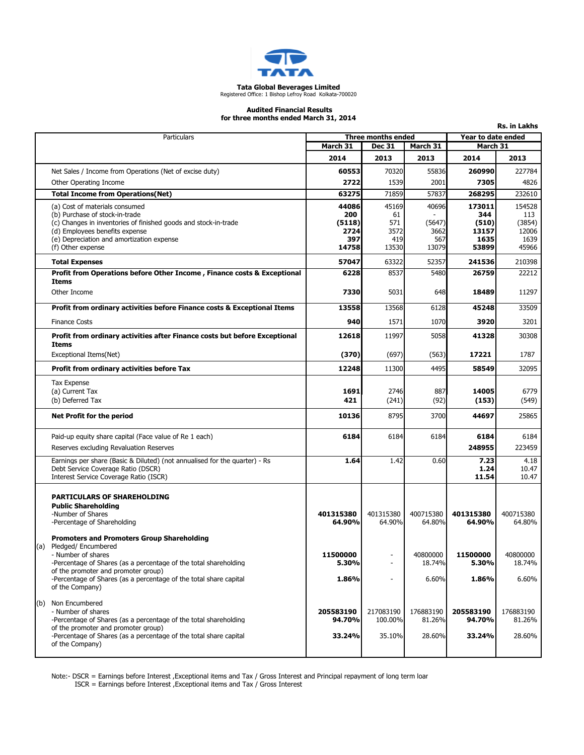**Tata Global Beverages Limited**
Registered Office: 1 Bishop Lefroy Road Kolkata-700020

**Audited Financial Results**
**for three months ended March 31, 2014**

**Rs. in Lakhs**

| Particulars | Three months ended | | | Year to date ended | |
|---|---|---|---|---|---|
| | March 31 | Dec 31 | March 31 | March 31 | |
| | 2014 | 2013 | 2013 | 2014 | 2013 |
| Net Sales / Income from Operations (Net of excise duty) | **60553** | 70320 | 55836 | **260990** | 227784 |
| Other Operating Income | **2722** | 1539 | 2001 | **7305** | 4826 |
| **Total Income from Operations(Net)** | **63275** | 71859 | 57837 | **268295** | 232610 |
| (a) Cost of materials consumed | **44086** | 45169 | 40696 | **173011** | 154528 |
| (b) Purchase of stock-in-trade | **200** | 61 | - | **344** | 113 |
| (c) Changes in inventories of finished goods and stock-in-trade | **(5118)** | 571 | (5647) | **(510)** | (3854) |
| (d) Employees benefits expense | **2724** | 3572 | 3662 | **13157** | 12006 |
| (e) Depreciation and amortization expense | **397** | 419 | 567 | **1635** | 1639 |
| (f) Other expense | **14758** | 13530 | 13079 | **53899** | 45966 |
| **Total Expenses** | **57047** | 63322 | 52357 | **241536** | 210398 |
| **Profit from Operations before Other Income , Finance costs & Exceptional Items** | **6228** | 8537 | 5480 | **26759** | 22212 |
| Other Income | **7330** | 5031 | 648 | **18489** | 11297 |
| **Profit from ordinary activities before Finance costs & Exceptional Items** | **13558** | 13568 | 6128 | **45248** | 33509 |
| Finance Costs | **940** | 1571 | 1070 | **3920** | 3201 |
| **Profit from ordinary activities after Finance costs but before Exceptional Items** | **12618** | 11997 | 5058 | **41328** | 30308 |
| Exceptional Items(Net) | **(370)** | (697) | (563) | **17221** | 1787 |
| **Profit from ordinary activities before Tax** | **12248** | 11300 | 4495 | **58549** | 32095 |
| Tax Expense | | | | | |
| (a) Current Tax | **1691** | 2746 | 887 | **14005** | 6779 |
| (b) Deferred Tax | **421** | (241) | (92) | **(153)** | (549) |
| **Net Profit for the period** | **10136** | 8795 | 3700 | **44697** | 25865 |
| Paid-up equity share capital (Face value of Re 1 each) | **6184** | 6184 | 6184 | **6184** | 6184 |
| Reserves excluding Revaluation Reserves | | | | **248955** | 223459 |
| Earnings per share (Basic & Diluted) (not annualised for the quarter) - Rs | **1.64** | 1.42 | 0.60 | **7.23** | 4.18 |
| Debt Service Coverage Ratio (DSCR) | | | | **1.24** | 10.47 |
| Interest Service Coverage Ratio (ISCR) | | | | **11.54** | 10.47 |
| **PARTICULARS OF SHAREHOLDING** | | | | | |
| **Public Shareholding** | | | | | |
| -Number of Shares | **401315380** | 401315380 | 400715380 | **401315380** | 400715380 |
| -Percentage of Shareholding | **64.90%** | 64.90% | 64.80% | **64.90%** | 64.80% |
| **Promoters and Promoters Group Shareholding** | | | | | |
| (a) Pledged/ Encumbered | | | | | |
| - Number of shares | **11500000** | - | 40800000 | **11500000** | 40800000 |
| -Percentage of Shares (as a percentage of the total shareholding of the promoter and promoter group) | **5.30%** | - | 18.74% | **5.30%** | 18.74% |
| -Percentage of Shares (as a percentage of the total share capital of the Company) | **1.86%** | - | 6.60% | **1.86%** | 6.60% |
| (b) Non Encumbered | | | | | |
| - Number of shares | **205583190** | 217083190 | 176883190 | **205583190** | 176883190 |
| -Percentage of Shares (as a percentage of the total shareholding of the promoter and promoter group) | **94.70%** | 100.00% | 81.26% | **94.70%** | 81.26% |
| -Percentage of Shares (as a percentage of the total share capital of the Company) | **33.24%** | 35.10% | 28.60% | **33.24%** | 28.60% |

Note:- DSCR = Earnings before Interest ,Exceptional items and Tax / Gross Interest and Principal repayment of long term loar
ISCR = Earnings before Interest ,Exceptional items and Tax / Gross Interest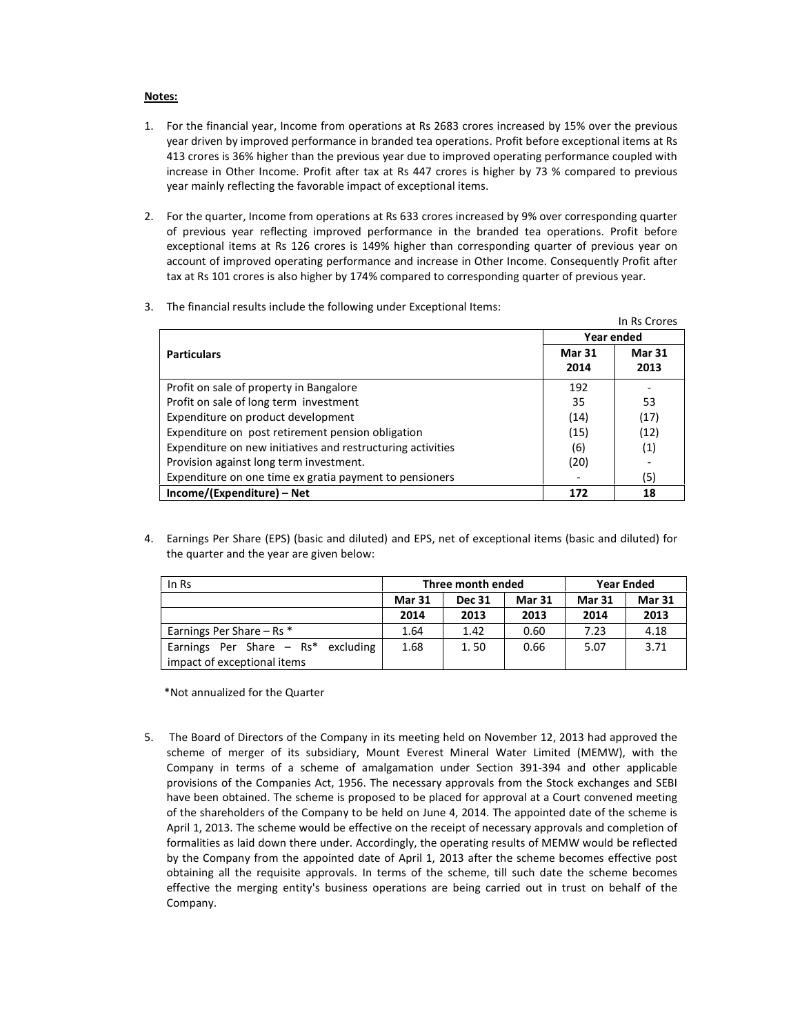**Notes:**

1. For the financial year, Income from operations at Rs 2683 crores increased by 15% over the previous year driven by improved performance in branded tea operations. Profit before exceptional items at Rs 413 crores is 36% higher than the previous year due to improved operating performance coupled with increase in Other Income. Profit after tax at Rs 447 crores is higher by 73 % compared to previous year mainly reflecting the favorable impact of exceptional items.

2. For the quarter, Income from operations at Rs 633 crores increased by 9% over corresponding quarter of previous year reflecting improved performance in the branded tea operations. Profit before exceptional items at Rs 126 crores is 149% higher than corresponding quarter of previous year on account of improved operating performance and increase in Other Income. Consequently Profit after tax at Rs 101 crores is also higher by 174% compared to corresponding quarter of previous year.

3. The financial results include the following under Exceptional Items:

In Rs Crores

| Particulars | Year ended | |
|---|---|---|
| | Mar 31 2014 | Mar 31 2013 |
| Profit on sale of property in Bangalore | 192 | - |
| Profit on sale of long term investment | 35 | 53 |
| Expenditure on product development | (14) | (17) |
| Expenditure on post retirement pension obligation | (15) | (12) |
| Expenditure on new initiatives and restructuring activities | (6) | (1) |
| Provision against long term investment. | (20) | - |
| Expenditure on one time ex gratia payment to pensioners | - | (5) |
| **Income/(Expenditure) – Net** | **172** | **18** |

4. Earnings Per Share (EPS) (basic and diluted) and EPS, net of exceptional items (basic and diluted) for the quarter and the year are given below:

| In Rs | Three month ended | | | Year Ended | |
|---|---|---|---|---|---|
| | Mar 31 2014 | Dec 31 2013 | Mar 31 2013 | Mar 31 2014 | Mar 31 2013 |
| Earnings Per Share – Rs * | 1.64 | 1.42 | 0.60 | 7.23 | 4.18 |
| Earnings Per Share – Rs* excluding impact of exceptional items | 1.68 | 1. 50 | 0.66 | 5.07 | 3.71 |

*Not annualized for the Quarter

5. The Board of Directors of the Company in its meeting held on November 12, 2013 had approved the scheme of merger of its subsidiary, Mount Everest Mineral Water Limited (MEMW), with the Company in terms of a scheme of amalgamation under Section 391-394 and other applicable provisions of the Companies Act, 1956. The necessary approvals from the Stock exchanges and SEBI have been obtained. The scheme is proposed to be placed for approval at a Court convened meeting of the shareholders of the Company to be held on June 4, 2014. The appointed date of the scheme is April 1, 2013. The scheme would be effective on the receipt of necessary approvals and completion of formalities as laid down there under. Accordingly, the operating results of MEMW would be reflected by the Company from the appointed date of April 1, 2013 after the scheme becomes effective post obtaining all the requisite approvals. In terms of the scheme, till such date the scheme becomes effective the merging entity's business operations are being carried out in trust on behalf of the Company.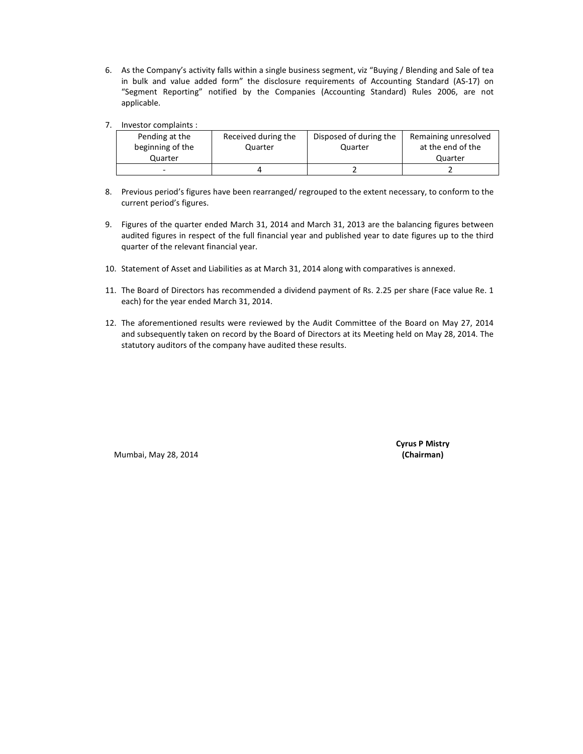6. As the Company's activity falls within a single business segment, viz "Buying / Blending and Sale of tea in bulk and value added form" the disclosure requirements of Accounting Standard (AS-17) on "Segment Reporting" notified by the Companies (Accounting Standard) Rules 2006, are not applicable.

7. Investor complaints :

| Pending at the beginning of the Quarter | Received during the Quarter | Disposed of during the Quarter | Remaining unresolved at the end of the Quarter |
|---|---|---|---|
| - | 4 | 2 | 2 |

8. Previous period's figures have been rearranged/ regrouped to the extent necessary, to conform to the current period's figures.

9. Figures of the quarter ended March 31, 2014 and March 31, 2013 are the balancing figures between audited figures in respect of the full financial year and published year to date figures up to the third quarter of the relevant financial year.

10. Statement of Asset and Liabilities as at March 31, 2014 along with comparatives is annexed.

11. The Board of Directors has recommended a dividend payment of Rs. 2.25 per share (Face value Re. 1 each) for the year ended March 31, 2014.

12. The aforementioned results were reviewed by the Audit Committee of the Board on May 27, 2014 and subsequently taken on record by the Board of Directors at its Meeting held on May 28, 2014. The statutory auditors of the company have audited these results.

Mumbai, May 28, 2014

**Cyrus P Mistry**
**(Chairman)**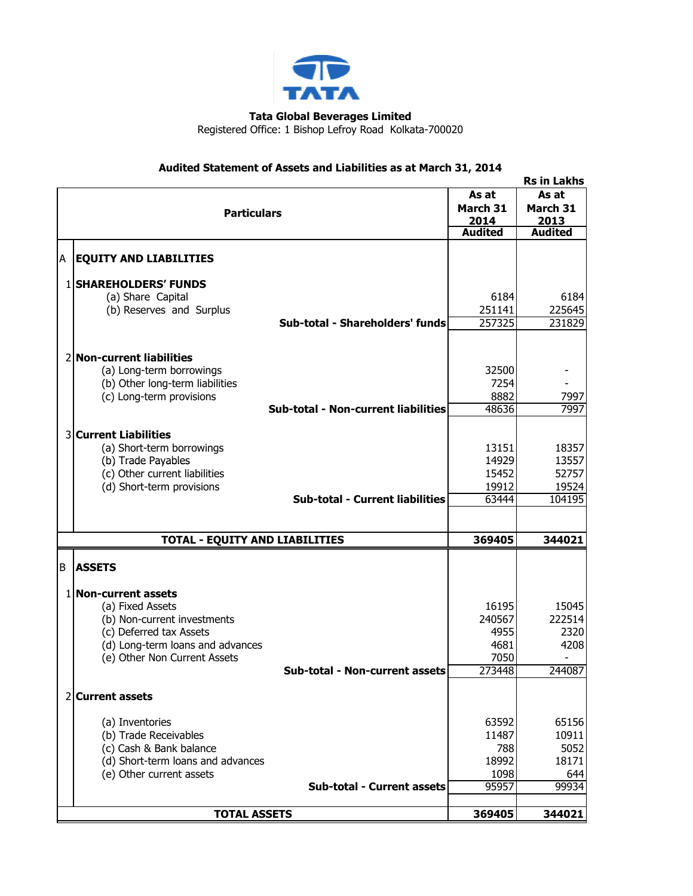**TATA**

**Tata Global Beverages Limited**

Registered Office: 1 Bishop Lefroy Road Kolkata-700020

**Audited Statement of Assets and Liabilities as at March 31, 2014**

Rs in Lakhs

| | Particulars | As at March 31 2014 Audited | As at March 31 2013 Audited |
|---|---|---|---|
| A | **EQUITY AND LIABILITIES** | | |
| 1 | **SHAREHOLDERS' FUNDS** | | |
| | (a) Share Capital | 6184 | 6184 |
| | (b) Reserves and Surplus | 251141 | 225645 |
| | **Sub-total - Shareholders' funds** | 257325 | 231829 |
| 2 | **Non-current liabilities** | | |
| | (a) Long-term borrowings | 32500 | - |
| | (b) Other long-term liabilities | 7254 | - |
| | (c) Long-term provisions | 8882 | 7997 |
| | **Sub-total - Non-current liabilities** | 48636 | 7997 |
| 3 | **Current Liabilities** | | |
| | (a) Short-term borrowings | 13151 | 18357 |
| | (b) Trade Payables | 14929 | 13557 |
| | (c) Other current liabilities | 15452 | 52757 |
| | (d) Short-term provisions | 19912 | 19524 |
| | **Sub-total - Current liabilities** | 63444 | 104195 |
| | **TOTAL - EQUITY AND LIABILITIES** | **369405** | **344021** |
| B | **ASSETS** | | |
| 1 | **Non-current assets** | | |
| | (a) Fixed Assets | 16195 | 15045 |
| | (b) Non-current investments | 240567 | 222514 |
| | (c) Deferred tax Assets | 4955 | 2320 |
| | (d) Long-term loans and advances | 4681 | 4208 |
| | (e) Other Non Current Assets | 7050 | - |
| | **Sub-total - Non-current assets** | 273448 | 244087 |
| 2 | **Current assets** | | |
| | (a) Inventories | 63592 | 65156 |
| | (b) Trade Receivables | 11487 | 10911 |
| | (c) Cash & Bank balance | 788 | 5052 |
| | (d) Short-term loans and advances | 18992 | 18171 |
| | (e) Other current assets | 1098 | 644 |
| | **Sub-total - Current assets** | 95957 | 99934 |
| | **TOTAL ASSETS** | **369405** | **344021** |